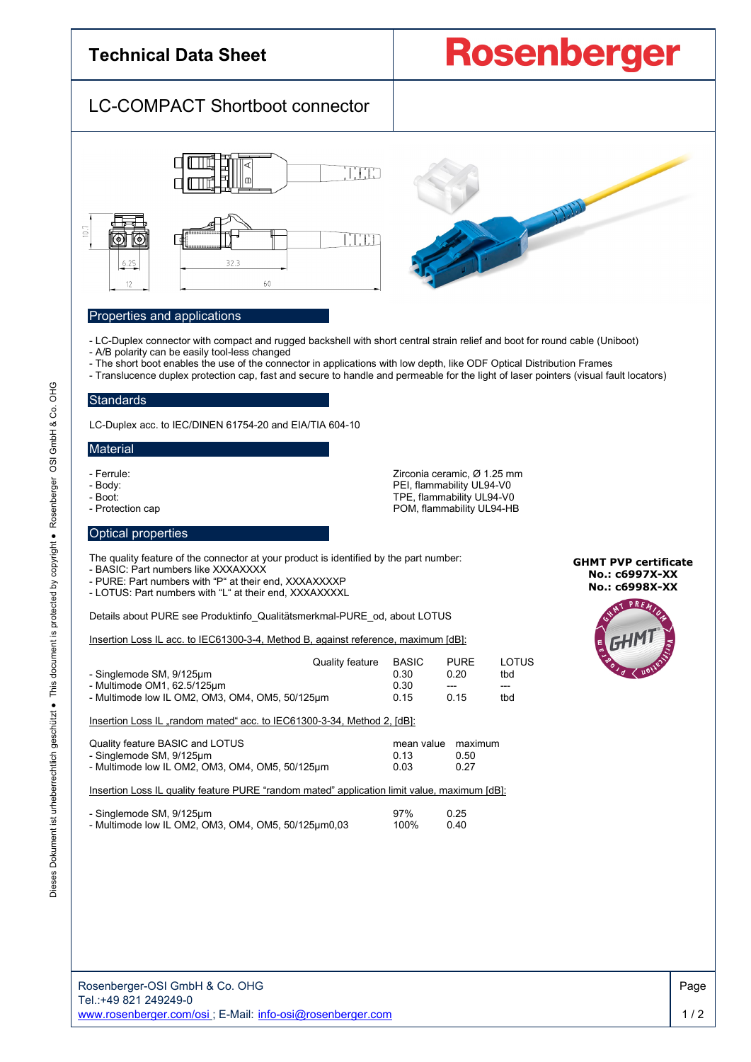# Technical Data Sheet

**Rosenberger**

## LC-COMPACT Shortboot connector

## Properties and applications

- LC-Duplex connector with compact and rugged backshell with short central strain relief and boot for round cable (Uniboot)
- A/B polarity can be easily tool-less changed
- The short boot enables the use of the connector in applications with low depth, like ODF Optical Distribution Frames
- Translucence duplex protection cap, fast and secure to handle and permeable for the light of laser pointers (visual fault locators)

## Standards

LC-Duplex acc. to IEC/DINEN 61754-20 and EIA/TIA 604-10

## Material

| | |
|---|---|
| - Ferrule: | Zirconia ceramic, Ø 1.25 mm |
| - Body: | PEI, flammability UL94-V0 |
| - Boot: | TPE, flammability UL94-V0 |
| - Protection cap | POM, flammability UL94-HB |

## Optical properties

The quality feature of the connector at your product is identified by the part number:
- BASIC: Part numbers like XXXAXXXX
- PURE: Part numbers with "P" at their end, XXXAXXXXP
- LOTUS: Part numbers with "L" at their end, XXXAXXXXL

**GHMT PVP certificate**
**No.: c6997X-XX**
**No.: c6998X-XX**

Details about PURE see Produktinfo_Qualitätsmerkmal-PURE_od, about LOTUS

Insertion Loss IL acc. to IEC61300-3-4, Method B, against reference, maximum [dB]:

| Quality feature | BASIC | PURE | LOTUS |
|---|---|---|---|
| - Singlemode SM, 9/125µm | 0.30 | 0.20 | tbd |
| - Multimode OM1, 62.5/125µm | 0.30 | --- | --- |
| - Multimode low IL OM2, OM3, OM4, OM5, 50/125µm | 0.15 | 0.15 | tbd |

Insertion Loss IL „random mated" acc. to IEC61300-3-34, Method 2, [dB]:

| Quality feature BASIC and LOTUS | mean value | maximum |
|---|---|---|
| - Singlemode SM, 9/125µm | 0.13 | 0.50 |
| - Multimode low IL OM2, OM3, OM4, OM5, 50/125µm | 0.03 | 0.27 |

Insertion Loss IL quality feature PURE "random mated" application limit value, maximum [dB]:

| | | |
|---|---|---|
| - Singlemode SM, 9/125µm | 97% | 0.25 |
| - Multimode low IL OM2, OM3, OM4, OM5, 50/125µm0,03 | 100% | 0.40 |

Rosenberger-OSI GmbH & Co. OHG
Tel.:+49 821 249249-0
www.rosenberger.com/osi ; E-Mail: info-osi@rosenberger.com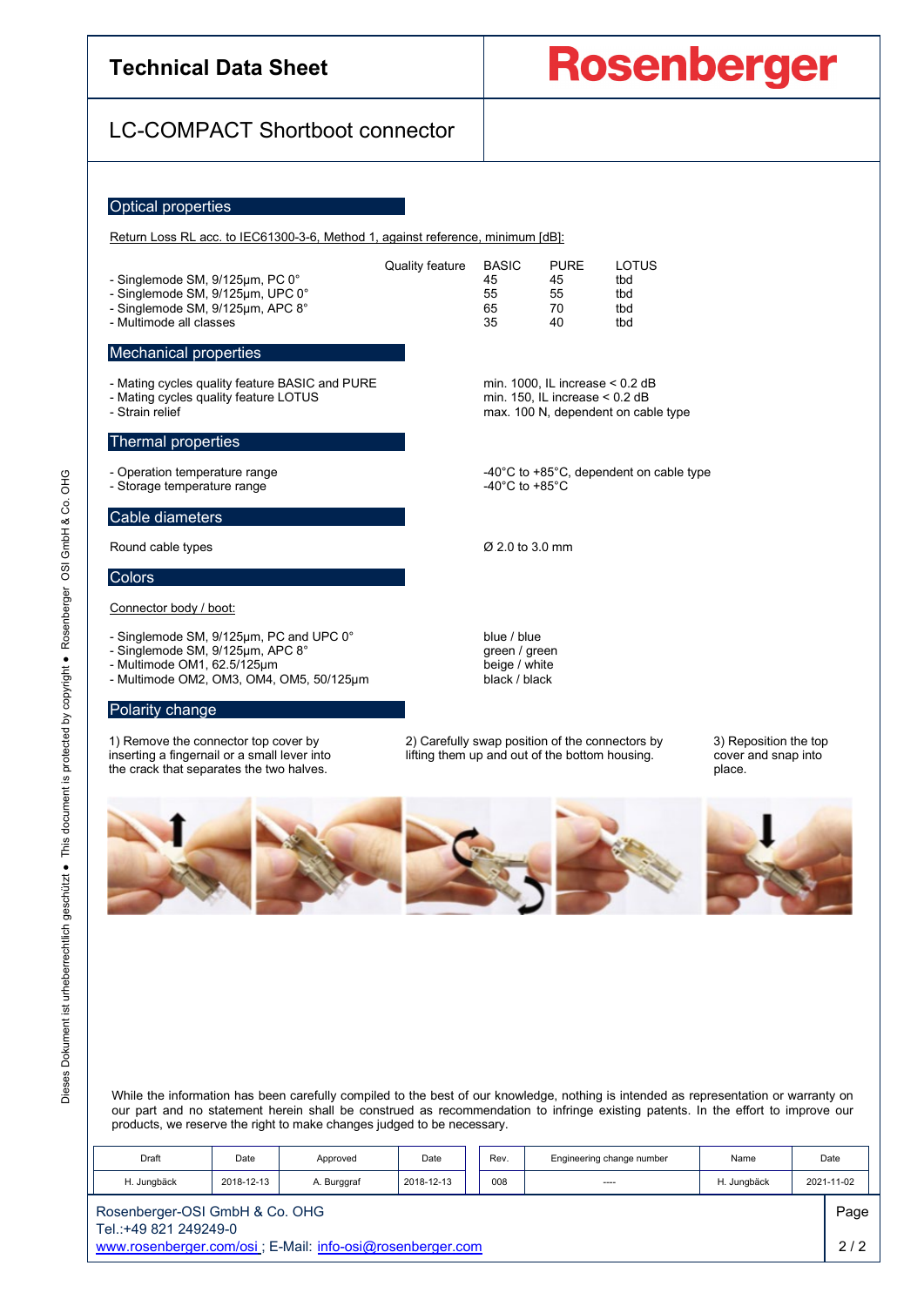# Technical Data Sheet

**Rosenberger**

## LC-COMPACT Shortboot connector

### Optical properties

Return Loss RL acc. to IEC61300-3-6, Method 1, against reference, minimum [dB]:

| Quality feature | BASIC | PURE | LOTUS |
|---|---|---|---|
| - Singlemode SM, 9/125µm, PC 0° | 45 | 45 | tbd |
| - Singlemode SM, 9/125µm, UPC 0° | 55 | 55 | tbd |
| - Singlemode SM, 9/125µm, APC 8° | 65 | 70 | tbd |
| - Multimode all classes | 35 | 40 | tbd |

### Mechanical properties

| | |
|---|---|
| - Mating cycles quality feature BASIC and PURE | min. 1000, IL increase < 0.2 dB |
| - Mating cycles quality feature LOTUS | min. 150, IL increase < 0.2 dB |
| - Strain relief | max. 100 N, dependent on cable type |

### Thermal properties

| | |
|---|---|
| - Operation temperature range | -40°C to +85°C, dependent on cable type |
| - Storage temperature range | -40°C to +85°C |

### Cable diameters

| | |
|---|---|
| Round cable types | Ø 2.0 to 3.0 mm |

### Colors

Connector body / boot:

| | |
|---|---|
| - Singlemode SM, 9/125µm, PC and UPC 0° | blue / blue |
| - Singlemode SM, 9/125µm, APC 8° | green / green |
| - Multimode OM1, 62.5/125µm | beige / white |
| - Multimode OM2, OM3, OM4, OM5, 50/125µm | black / black |

### Polarity change

1) Remove the connector top cover by inserting a fingernail or a small lever into the crack that separates the two halves.

2) Carefully swap position of the connectors by lifting them up and out of the bottom housing.

3) Reposition the top cover and snap into place.

While the information has been carefully compiled to the best of our knowledge, nothing is intended as representation or warranty on our part and no statement herein shall be construed as recommendation to infringe existing patents. In the effort to improve our products, we reserve the right to make changes judged to be necessary.

| Draft | Date | Approved | Date | Rev. | Engineering change number | Name | Date |
|---|---|---|---|---|---|---|---|
| H. Jungbäck | 2018-12-13 | A. Burggraf | 2018-12-13 | 008 | ---- | H. Jungbäck | 2021-11-02 |

Rosenberger-OSI GmbH & Co. OHG
Tel.:+49 821 249249-0
www.rosenberger.com/osi ; E-Mail: info-osi@rosenberger.com

Dieses Dokument ist urheberrechtlich geschützt ● This document is protected by copyright ● Rosenberger OSI GmbH & Co. OHG